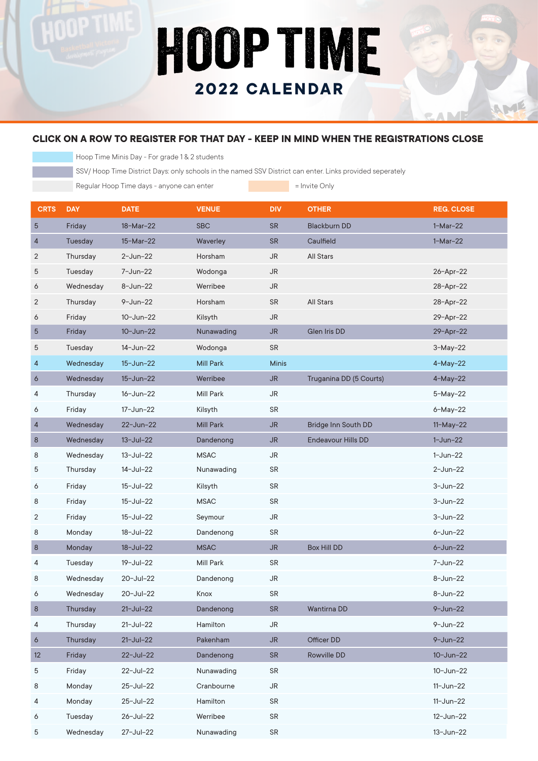# HOOP TIME

## 2022 CALENDAR

### CLICK ON A ROW TO REGISTER FOR THAT DAY - KEEP IN MIND WHEN THE REGISTRATIONS CLOSE

Hoop Time Minis Day - For grade 1 & 2 students

SSV/ Hoop Time District Days: only schools in the named SSV District can enter. Links provided seperately

Regular Hoop Time days - anyone can enter

= Invite Only

| CRTS | DAY | DATE | VENUE | DIV | OTHER | REG. CLOSE |
|---|---|---|---|---|---|---|
| 5 | Friday | 18-Mar-22 | SBC | SR | Blackburn DD | 1-Mar-22 |
| 4 | Tuesday | 15-Mar-22 | Waverley | SR | Caulfield | 1-Mar-22 |
| 2 | Thursday | 2-Jun-22 | Horsham | JR | All Stars | |
| 5 | Tuesday | 7-Jun-22 | Wodonga | JR | | 26-Apr-22 |
| 6 | Wednesday | 8-Jun-22 | Werribee | JR | | 28-Apr-22 |
| 2 | Thursday | 9-Jun-22 | Horsham | SR | All Stars | 28-Apr-22 |
| 6 | Friday | 10-Jun-22 | Kilsyth | JR | | 29-Apr-22 |
| 5 | Friday | 10-Jun-22 | Nunawading | JR | Glen Iris DD | 29-Apr-22 |
| 5 | Tuesday | 14-Jun-22 | Wodonga | SR | | 3-May-22 |
| 4 | Wednesday | 15-Jun-22 | Mill Park | Minis | | 4-May-22 |
| 6 | Wednesday | 15-Jun-22 | Werribee | JR | Truganina DD (5 Courts) | 4-May-22 |
| 4 | Thursday | 16-Jun-22 | Mill Park | JR | | 5-May-22 |
| 6 | Friday | 17-Jun-22 | Kilsyth | SR | | 6-May-22 |
| 4 | Wednesday | 22-Jun-22 | Mill Park | JR | Bridge Inn South DD | 11-May-22 |
| 8 | Wednesday | 13-Jul-22 | Dandenong | JR | Endeavour Hills DD | 1-Jun-22 |
| 8 | Wednesday | 13-Jul-22 | MSAC | JR | | 1-Jun-22 |
| 5 | Thursday | 14-Jul-22 | Nunawading | SR | | 2-Jun-22 |
| 6 | Friday | 15-Jul-22 | Kilsyth | SR | | 3-Jun-22 |
| 8 | Friday | 15-Jul-22 | MSAC | SR | | 3-Jun-22 |
| 2 | Friday | 15-Jul-22 | Seymour | JR | | 3-Jun-22 |
| 8 | Monday | 18-Jul-22 | Dandenong | SR | | 6-Jun-22 |
| 8 | Monday | 18-Jul-22 | MSAC | JR | Box Hill DD | 6-Jun-22 |
| 4 | Tuesday | 19-Jul-22 | Mill Park | SR | | 7-Jun-22 |
| 8 | Wednesday | 20-Jul-22 | Dandenong | JR | | 8-Jun-22 |
| 6 | Wednesday | 20-Jul-22 | Knox | SR | | 8-Jun-22 |
| 8 | Thursday | 21-Jul-22 | Dandenong | SR | Wantirna DD | 9-Jun-22 |
| 4 | Thursday | 21-Jul-22 | Hamilton | JR | | 9-Jun-22 |
| 6 | Thursday | 21-Jul-22 | Pakenham | JR | Officer DD | 9-Jun-22 |
| 12 | Friday | 22-Jul-22 | Dandenong | SR | Rowville DD | 10-Jun-22 |
| 5 | Friday | 22-Jul-22 | Nunawading | SR | | 10-Jun-22 |
| 8 | Monday | 25-Jul-22 | Cranbourne | JR | | 11-Jun-22 |
| 4 | Monday | 25-Jul-22 | Hamilton | SR | | 11-Jun-22 |
| 6 | Tuesday | 26-Jul-22 | Werribee | SR | | 12-Jun-22 |
| 5 | Wednesday | 27-Jul-22 | Nunawading | SR | | 13-Jun-22 |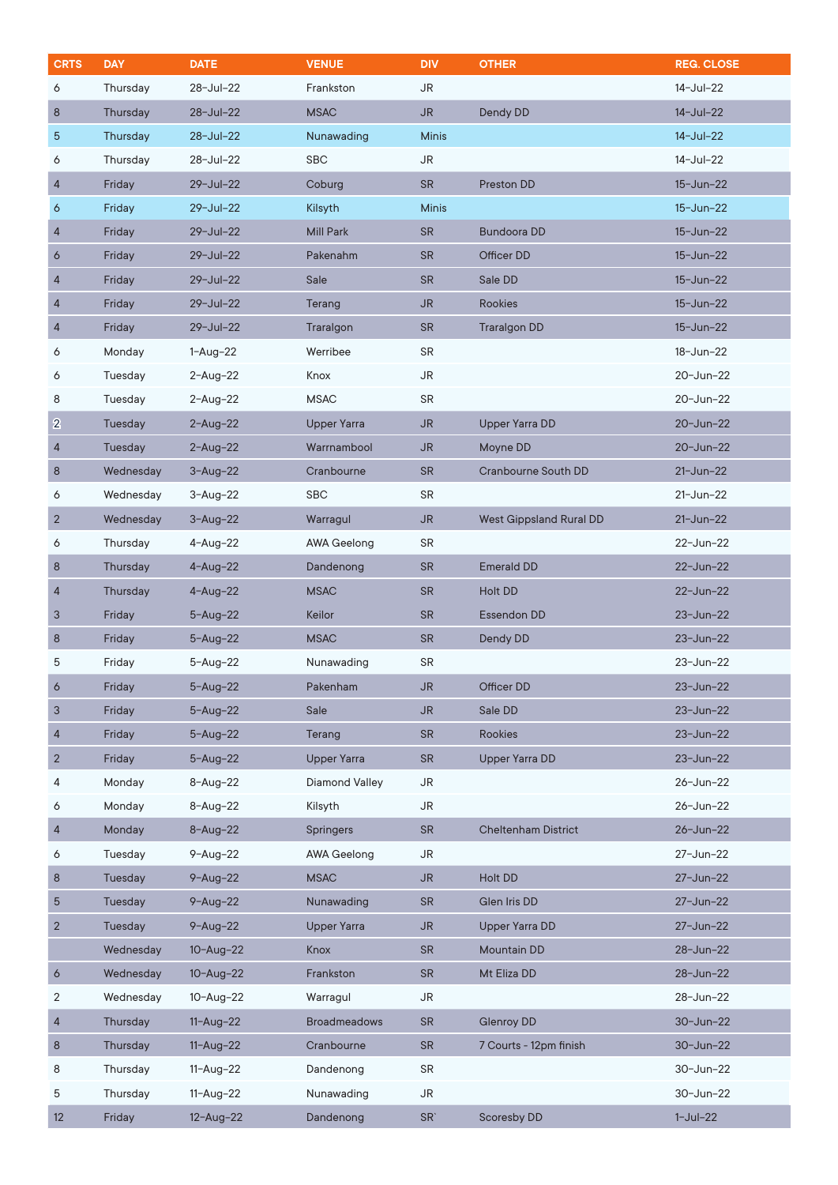| CRTS | DAY | DATE | VENUE | DIV | OTHER | REG. CLOSE |
|---|---|---|---|---|---|---|
| 6 | Thursday | 28-Jul-22 | Frankston | JR | | 14-Jul-22 |
| 8 | Thursday | 28-Jul-22 | MSAC | JR | Dendy DD | 14-Jul-22 |
| 5 | Thursday | 28-Jul-22 | Nunawading | Minis | | 14-Jul-22 |
| 6 | Thursday | 28-Jul-22 | SBC | JR | | 14-Jul-22 |
| 4 | Friday | 29-Jul-22 | Coburg | SR | Preston DD | 15-Jun-22 |
| 6 | Friday | 29-Jul-22 | Kilsyth | Minis | | 15-Jun-22 |
| 4 | Friday | 29-Jul-22 | Mill Park | SR | Bundoora DD | 15-Jun-22 |
| 6 | Friday | 29-Jul-22 | Pakenahm | SR | Officer DD | 15-Jun-22 |
| 4 | Friday | 29-Jul-22 | Sale | SR | Sale DD | 15-Jun-22 |
| 4 | Friday | 29-Jul-22 | Terang | JR | Rookies | 15-Jun-22 |
| 4 | Friday | 29-Jul-22 | Traralgon | SR | Traralgon DD | 15-Jun-22 |
| 6 | Monday | 1-Aug-22 | Werribee | SR | | 18-Jun-22 |
| 6 | Tuesday | 2-Aug-22 | Knox | JR | | 20-Jun-22 |
| 8 | Tuesday | 2-Aug-22 | MSAC | SR | | 20-Jun-22 |
| 2 | Tuesday | 2-Aug-22 | Upper Yarra | JR | Upper Yarra DD | 20-Jun-22 |
| 4 | Tuesday | 2-Aug-22 | Warrnambool | JR | Moyne DD | 20-Jun-22 |
| 8 | Wednesday | 3-Aug-22 | Cranbourne | SR | Cranbourne South DD | 21-Jun-22 |
| 6 | Wednesday | 3-Aug-22 | SBC | SR | | 21-Jun-22 |
| 2 | Wednesday | 3-Aug-22 | Warragul | JR | West Gippsland Rural DD | 21-Jun-22 |
| 6 | Thursday | 4-Aug-22 | AWA Geelong | SR | | 22-Jun-22 |
| 8 | Thursday | 4-Aug-22 | Dandenong | SR | Emerald DD | 22-Jun-22 |
| 4 | Thursday | 4-Aug-22 | MSAC | SR | Holt DD | 22-Jun-22 |
| 3 | Friday | 5-Aug-22 | Keilor | SR | Essendon DD | 23-Jun-22 |
| 8 | Friday | 5-Aug-22 | MSAC | SR | Dendy DD | 23-Jun-22 |
| 5 | Friday | 5-Aug-22 | Nunawading | SR | | 23-Jun-22 |
| 6 | Friday | 5-Aug-22 | Pakenham | JR | Officer DD | 23-Jun-22 |
| 3 | Friday | 5-Aug-22 | Sale | JR | Sale DD | 23-Jun-22 |
| 4 | Friday | 5-Aug-22 | Terang | SR | Rookies | 23-Jun-22 |
| 2 | Friday | 5-Aug-22 | Upper Yarra | SR | Upper Yarra DD | 23-Jun-22 |
| 4 | Monday | 8-Aug-22 | Diamond Valley | JR | | 26-Jun-22 |
| 6 | Monday | 8-Aug-22 | Kilsyth | JR | | 26-Jun-22 |
| 4 | Monday | 8-Aug-22 | Springers | SR | Cheltenham District | 26-Jun-22 |
| 6 | Tuesday | 9-Aug-22 | AWA Geelong | JR | | 27-Jun-22 |
| 8 | Tuesday | 9-Aug-22 | MSAC | JR | Holt DD | 27-Jun-22 |
| 5 | Tuesday | 9-Aug-22 | Nunawading | SR | Glen Iris DD | 27-Jun-22 |
| 2 | Tuesday | 9-Aug-22 | Upper Yarra | JR | Upper Yarra DD | 27-Jun-22 |
| | Wednesday | 10-Aug-22 | Knox | SR | Mountain DD | 28-Jun-22 |
| 6 | Wednesday | 10-Aug-22 | Frankston | SR | Mt Eliza DD | 28-Jun-22 |
| 2 | Wednesday | 10-Aug-22 | Warragul | JR | | 28-Jun-22 |
| 4 | Thursday | 11-Aug-22 | Broadmeadows | SR | Glenroy DD | 30-Jun-22 |
| 8 | Thursday | 11-Aug-22 | Cranbourne | SR | 7 Courts - 12pm finish | 30-Jun-22 |
| 8 | Thursday | 11-Aug-22 | Dandenong | SR | | 30-Jun-22 |
| 5 | Thursday | 11-Aug-22 | Nunawading | JR | | 30-Jun-22 |
| 12 | Friday | 12-Aug-22 | Dandenong | SR` | Scoresby DD | 1-Jul-22 |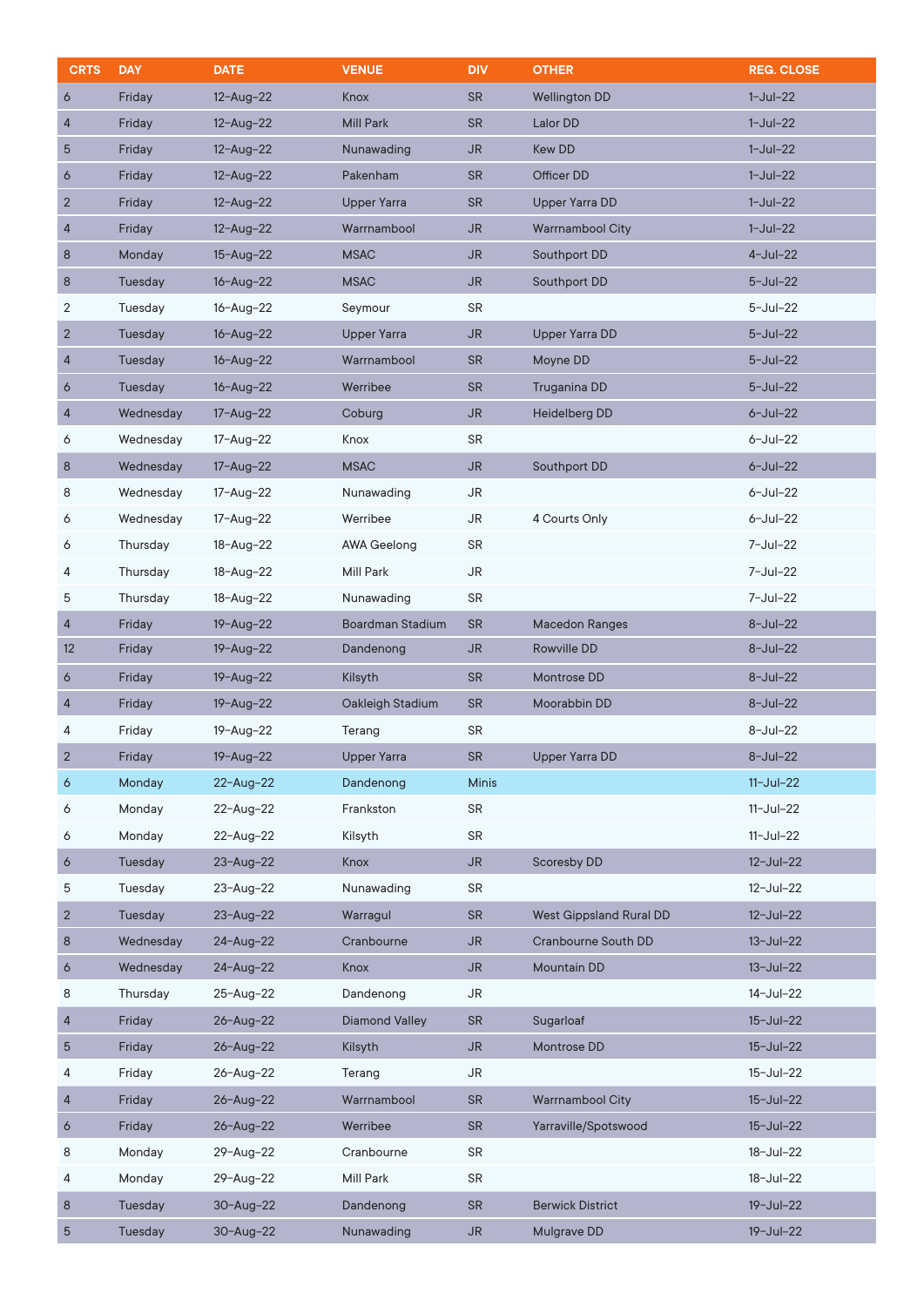| CRTS | DAY | DATE | VENUE | DIV | OTHER | REG. CLOSE |
|---|---|---|---|---|---|---|
| 6 | Friday | 12-Aug-22 | Knox | SR | Wellington DD | 1-Jul-22 |
| 4 | Friday | 12-Aug-22 | Mill Park | SR | Lalor DD | 1-Jul-22 |
| 5 | Friday | 12-Aug-22 | Nunawading | JR | Kew DD | 1-Jul-22 |
| 6 | Friday | 12-Aug-22 | Pakenham | SR | Officer DD | 1-Jul-22 |
| 2 | Friday | 12-Aug-22 | Upper Yarra | SR | Upper Yarra DD | 1-Jul-22 |
| 4 | Friday | 12-Aug-22 | Warrnambool | JR | Warrnambool City | 1-Jul-22 |
| 8 | Monday | 15-Aug-22 | MSAC | JR | Southport DD | 4-Jul-22 |
| 8 | Tuesday | 16-Aug-22 | MSAC | JR | Southport DD | 5-Jul-22 |
| 2 | Tuesday | 16-Aug-22 | Seymour | SR | | 5-Jul-22 |
| 2 | Tuesday | 16-Aug-22 | Upper Yarra | JR | Upper Yarra DD | 5-Jul-22 |
| 4 | Tuesday | 16-Aug-22 | Warrnambool | SR | Moyne DD | 5-Jul-22 |
| 6 | Tuesday | 16-Aug-22 | Werribee | SR | Truganina DD | 5-Jul-22 |
| 4 | Wednesday | 17-Aug-22 | Coburg | JR | Heidelberg DD | 6-Jul-22 |
| 6 | Wednesday | 17-Aug-22 | Knox | SR | | 6-Jul-22 |
| 8 | Wednesday | 17-Aug-22 | MSAC | JR | Southport DD | 6-Jul-22 |
| 8 | Wednesday | 17-Aug-22 | Nunawading | JR | | 6-Jul-22 |
| 6 | Wednesday | 17-Aug-22 | Werribee | JR | 4 Courts Only | 6-Jul-22 |
| 6 | Thursday | 18-Aug-22 | AWA Geelong | SR | | 7-Jul-22 |
| 4 | Thursday | 18-Aug-22 | Mill Park | JR | | 7-Jul-22 |
| 5 | Thursday | 18-Aug-22 | Nunawading | SR | | 7-Jul-22 |
| 4 | Friday | 19-Aug-22 | Boardman Stadium | SR | Macedon Ranges | 8-Jul-22 |
| 12 | Friday | 19-Aug-22 | Dandenong | JR | Rowville DD | 8-Jul-22 |
| 6 | Friday | 19-Aug-22 | Kilsyth | SR | Montrose DD | 8-Jul-22 |
| 4 | Friday | 19-Aug-22 | Oakleigh Stadium | SR | Moorabbin DD | 8-Jul-22 |
| 4 | Friday | 19-Aug-22 | Terang | SR | | 8-Jul-22 |
| 2 | Friday | 19-Aug-22 | Upper Yarra | SR | Upper Yarra DD | 8-Jul-22 |
| 6 | Monday | 22-Aug-22 | Dandenong | Minis | | 11-Jul-22 |
| 6 | Monday | 22-Aug-22 | Frankston | SR | | 11-Jul-22 |
| 6 | Monday | 22-Aug-22 | Kilsyth | SR | | 11-Jul-22 |
| 6 | Tuesday | 23-Aug-22 | Knox | JR | Scoresby DD | 12-Jul-22 |
| 5 | Tuesday | 23-Aug-22 | Nunawading | SR | | 12-Jul-22 |
| 2 | Tuesday | 23-Aug-22 | Warragul | SR | West Gippsland Rural DD | 12-Jul-22 |
| 8 | Wednesday | 24-Aug-22 | Cranbourne | JR | Cranbourne South DD | 13-Jul-22 |
| 6 | Wednesday | 24-Aug-22 | Knox | JR | Mountain DD | 13-Jul-22 |
| 8 | Thursday | 25-Aug-22 | Dandenong | JR | | 14-Jul-22 |
| 4 | Friday | 26-Aug-22 | Diamond Valley | SR | Sugarloaf | 15-Jul-22 |
| 5 | Friday | 26-Aug-22 | Kilsyth | JR | Montrose DD | 15-Jul-22 |
| 4 | Friday | 26-Aug-22 | Terang | JR | | 15-Jul-22 |
| 4 | Friday | 26-Aug-22 | Warrnambool | SR | Warrnambool City | 15-Jul-22 |
| 6 | Friday | 26-Aug-22 | Werribee | SR | Yarraville/Spotswood | 15-Jul-22 |
| 8 | Monday | 29-Aug-22 | Cranbourne | SR | | 18-Jul-22 |
| 4 | Monday | 29-Aug-22 | Mill Park | SR | | 18-Jul-22 |
| 8 | Tuesday | 30-Aug-22 | Dandenong | SR | Berwick District | 19-Jul-22 |
| 5 | Tuesday | 30-Aug-22 | Nunawading | JR | Mulgrave DD | 19-Jul-22 |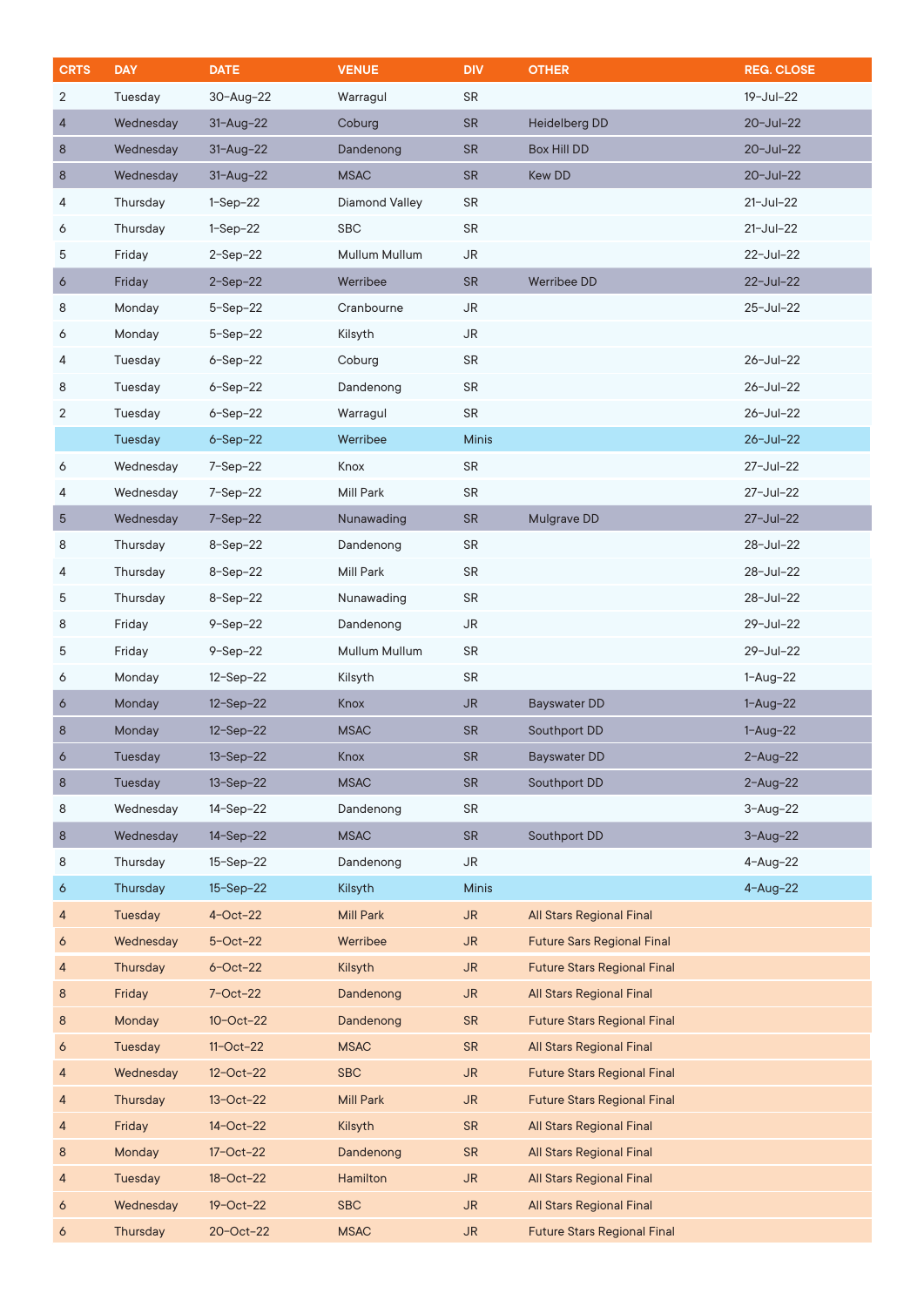| CRTS | DAY | DATE | VENUE | DIV | OTHER | REG. CLOSE |
|---|---|---|---|---|---|---|
| 2 | Tuesday | 30-Aug-22 | Warragul | SR | | 19-Jul-22 |
| 4 | Wednesday | 31-Aug-22 | Coburg | SR | Heidelberg DD | 20-Jul-22 |
| 8 | Wednesday | 31-Aug-22 | Dandenong | SR | Box Hill DD | 20-Jul-22 |
| 8 | Wednesday | 31-Aug-22 | MSAC | SR | Kew DD | 20-Jul-22 |
| 4 | Thursday | 1-Sep-22 | Diamond Valley | SR | | 21-Jul-22 |
| 6 | Thursday | 1-Sep-22 | SBC | SR | | 21-Jul-22 |
| 5 | Friday | 2-Sep-22 | Mullum Mullum | JR | | 22-Jul-22 |
| 6 | Friday | 2-Sep-22 | Werribee | SR | Werribee DD | 22-Jul-22 |
| 8 | Monday | 5-Sep-22 | Cranbourne | JR | | 25-Jul-22 |
| 6 | Monday | 5-Sep-22 | Kilsyth | JR | | |
| 4 | Tuesday | 6-Sep-22 | Coburg | SR | | 26-Jul-22 |
| 8 | Tuesday | 6-Sep-22 | Dandenong | SR | | 26-Jul-22 |
| 2 | Tuesday | 6-Sep-22 | Warragul | SR | | 26-Jul-22 |
| | Tuesday | 6-Sep-22 | Werribee | Minis | | 26-Jul-22 |
| 6 | Wednesday | 7-Sep-22 | Knox | SR | | 27-Jul-22 |
| 4 | Wednesday | 7-Sep-22 | Mill Park | SR | | 27-Jul-22 |
| 5 | Wednesday | 7-Sep-22 | Nunawading | SR | Mulgrave DD | 27-Jul-22 |
| 8 | Thursday | 8-Sep-22 | Dandenong | SR | | 28-Jul-22 |
| 4 | Thursday | 8-Sep-22 | Mill Park | SR | | 28-Jul-22 |
| 5 | Thursday | 8-Sep-22 | Nunawading | SR | | 28-Jul-22 |
| 8 | Friday | 9-Sep-22 | Dandenong | JR | | 29-Jul-22 |
| 5 | Friday | 9-Sep-22 | Mullum Mullum | SR | | 29-Jul-22 |
| 6 | Monday | 12-Sep-22 | Kilsyth | SR | | 1-Aug-22 |
| 6 | Monday | 12-Sep-22 | Knox | JR | Bayswater DD | 1-Aug-22 |
| 8 | Monday | 12-Sep-22 | MSAC | SR | Southport DD | 1-Aug-22 |
| 6 | Tuesday | 13-Sep-22 | Knox | SR | Bayswater DD | 2-Aug-22 |
| 8 | Tuesday | 13-Sep-22 | MSAC | SR | Southport DD | 2-Aug-22 |
| 8 | Wednesday | 14-Sep-22 | Dandenong | SR | | 3-Aug-22 |
| 8 | Wednesday | 14-Sep-22 | MSAC | SR | Southport DD | 3-Aug-22 |
| 8 | Thursday | 15-Sep-22 | Dandenong | JR | | 4-Aug-22 |
| 6 | Thursday | 15-Sep-22 | Kilsyth | Minis | | 4-Aug-22 |
| 4 | Tuesday | 4-Oct-22 | Mill Park | JR | All Stars Regional Final | |
| 6 | Wednesday | 5-Oct-22 | Werribee | JR | Future Sars Regional Final | |
| 4 | Thursday | 6-Oct-22 | Kilsyth | JR | Future Stars Regional Final | |
| 8 | Friday | 7-Oct-22 | Dandenong | JR | All Stars Regional Final | |
| 8 | Monday | 10-Oct-22 | Dandenong | SR | Future Stars Regional Final | |
| 6 | Tuesday | 11-Oct-22 | MSAC | SR | All Stars Regional Final | |
| 4 | Wednesday | 12-Oct-22 | SBC | JR | Future Stars Regional Final | |
| 4 | Thursday | 13-Oct-22 | Mill Park | JR | Future Stars Regional Final | |
| 4 | Friday | 14-Oct-22 | Kilsyth | SR | All Stars Regional Final | |
| 8 | Monday | 17-Oct-22 | Dandenong | SR | All Stars Regional Final | |
| 4 | Tuesday | 18-Oct-22 | Hamilton | JR | All Stars Regional Final | |
| 6 | Wednesday | 19-Oct-22 | SBC | JR | All Stars Regional Final | |
| 6 | Thursday | 20-Oct-22 | MSAC | JR | Future Stars Regional Final | |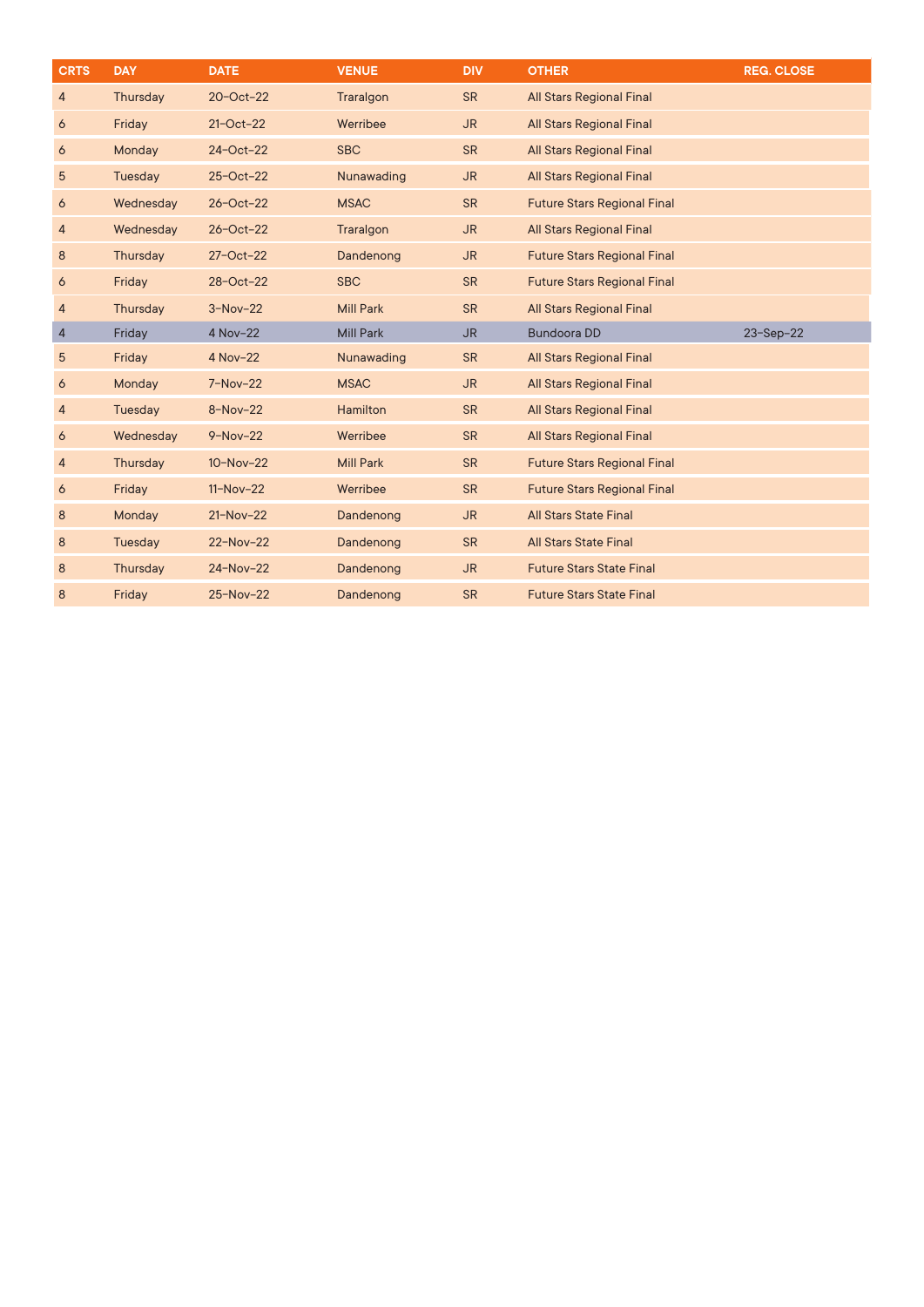| CRTS | DAY | DATE | VENUE | DIV | OTHER | REG. CLOSE |
|---|---|---|---|---|---|---|
| 4 | Thursday | 20-Oct-22 | Traralgon | SR | All Stars Regional Final | |
| 6 | Friday | 21-Oct-22 | Werribee | JR | All Stars Regional Final | |
| 6 | Monday | 24-Oct-22 | SBC | SR | All Stars Regional Final | |
| 5 | Tuesday | 25-Oct-22 | Nunawading | JR | All Stars Regional Final | |
| 6 | Wednesday | 26-Oct-22 | MSAC | SR | Future Stars Regional Final | |
| 4 | Wednesday | 26-Oct-22 | Traralgon | JR | All Stars Regional Final | |
| 8 | Thursday | 27-Oct-22 | Dandenong | JR | Future Stars Regional Final | |
| 6 | Friday | 28-Oct-22 | SBC | SR | Future Stars Regional Final | |
| 4 | Thursday | 3-Nov-22 | Mill Park | SR | All Stars Regional Final | |
| 4 | Friday | 4 Nov-22 | Mill Park | JR | Bundoora DD | 23-Sep-22 |
| 5 | Friday | 4 Nov-22 | Nunawading | SR | All Stars Regional Final | |
| 6 | Monday | 7-Nov-22 | MSAC | JR | All Stars Regional Final | |
| 4 | Tuesday | 8-Nov-22 | Hamilton | SR | All Stars Regional Final | |
| 6 | Wednesday | 9-Nov-22 | Werribee | SR | All Stars Regional Final | |
| 4 | Thursday | 10-Nov-22 | Mill Park | SR | Future Stars Regional Final | |
| 6 | Friday | 11-Nov-22 | Werribee | SR | Future Stars Regional Final | |
| 8 | Monday | 21-Nov-22 | Dandenong | JR | All Stars State Final | |
| 8 | Tuesday | 22-Nov-22 | Dandenong | SR | All Stars State Final | |
| 8 | Thursday | 24-Nov-22 | Dandenong | JR | Future Stars State Final | |
| 8 | Friday | 25-Nov-22 | Dandenong | SR | Future Stars State Final | |